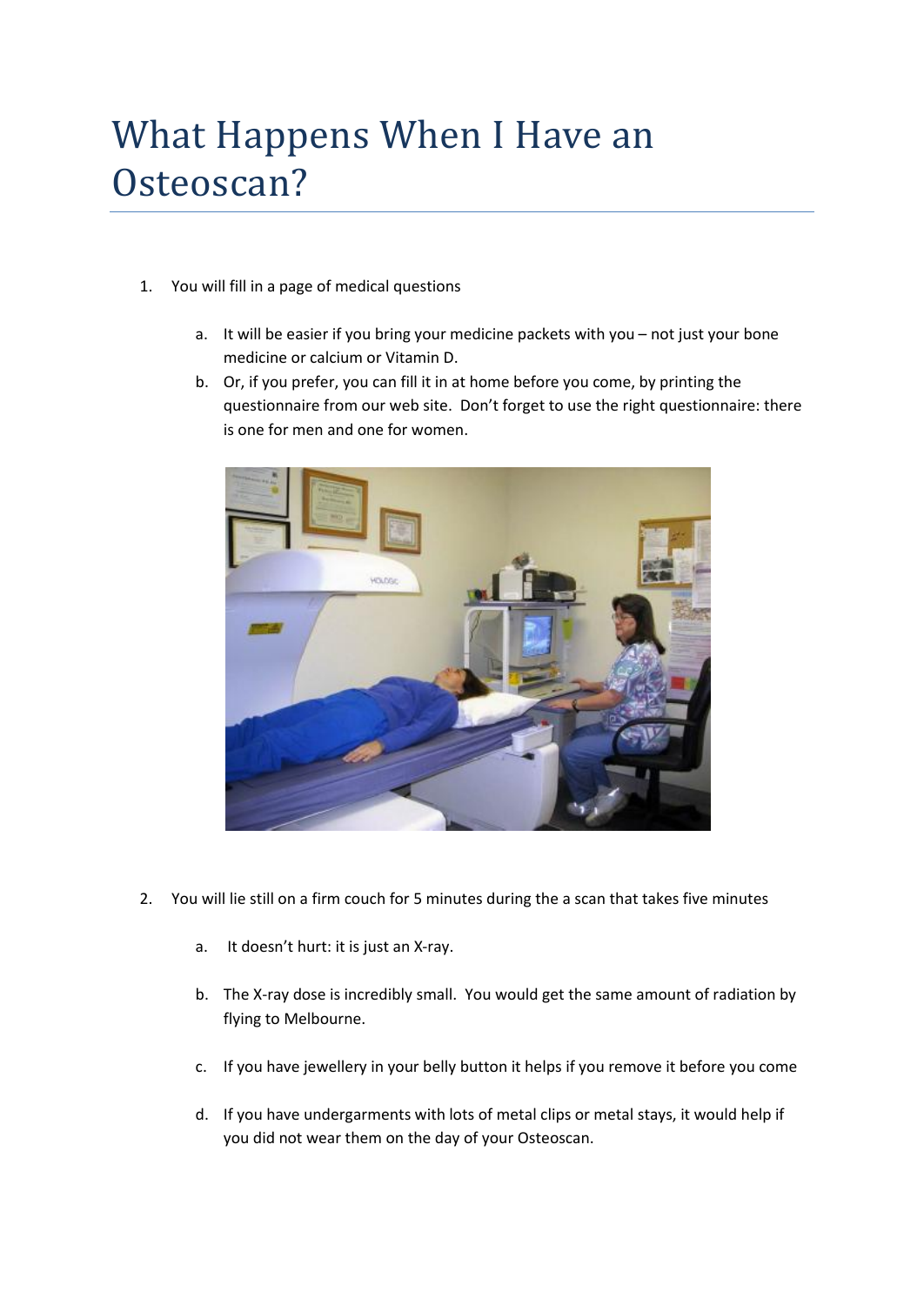# What Happens When I Have an Osteoscan?

1. You will fill in a page of medical questions

    a. It will be easier if you bring your medicine packets with you – not just your bone medicine or calcium or Vitamin D.

    b. Or, if you prefer, you can fill it in at home before you come, by printing the questionnaire from our web site. Don't forget to use the right questionnaire: there is one for men and one for women.

2. You will lie still on a firm couch for 5 minutes during the a scan that takes five minutes

    a. It doesn't hurt: it is just an X-ray.

    b. The X-ray dose is incredibly small. You would get the same amount of radiation by flying to Melbourne.

    c. If you have jewellery in your belly button it helps if you remove it before you come

    d. If you have undergarments with lots of metal clips or metal stays, it would help if you did not wear them on the day of your Osteoscan.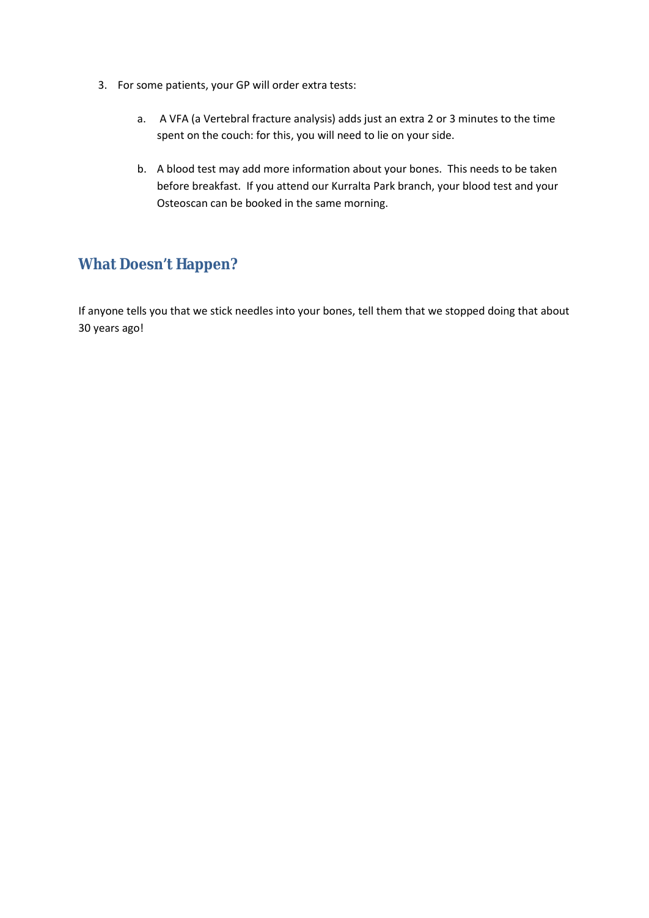3. For some patients, your GP will order extra tests:

    a. A VFA (a Vertebral fracture analysis) adds just an extra 2 or 3 minutes to the time spent on the couch: for this, you will need to lie on your side.

    b. A blood test may add more information about your bones. This needs to be taken before breakfast. If you attend our Kurralta Park branch, your blood test and your Osteoscan can be booked in the same morning.

## What Doesn't Happen?

If anyone tells you that we stick needles into your bones, tell them that we stopped doing that about 30 years ago!